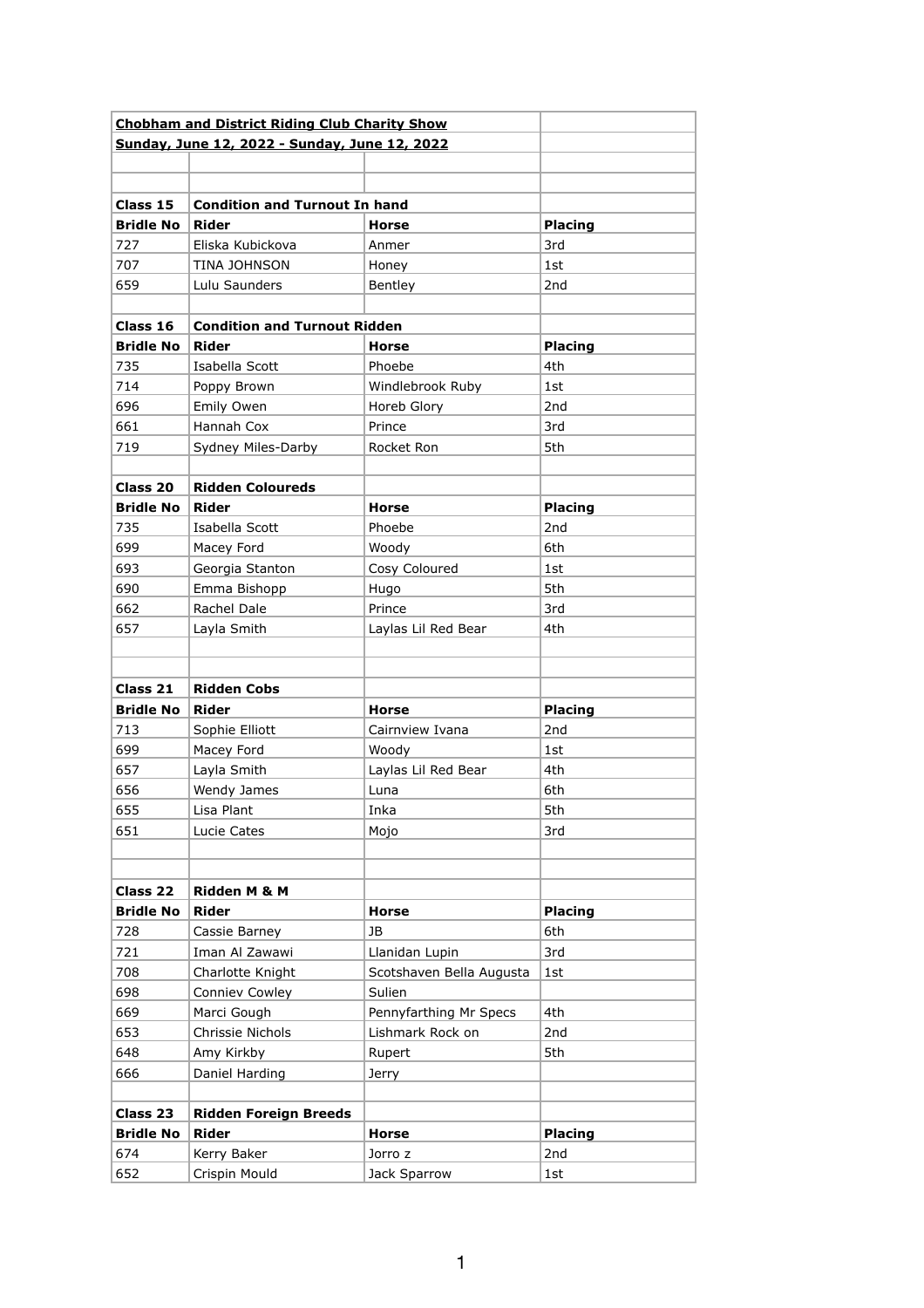**Chobham and District Riding Club Charity Show**

**Sunday, June 12, 2022 - Sunday, June 12, 2022**

| | | | |
|---|---|---|---|
| **Class 15** | **Condition and Turnout In hand** | | |
| **Bridle No** | **Rider** | **Horse** | **Placing** |
| 727 | Eliska Kubickova | Anmer | 3rd |
| 707 | TINA JOHNSON | Honey | 1st |
| 659 | Lulu Saunders | Bentley | 2nd |
| | | | |
| **Class 16** | **Condition and Turnout Ridden** | | |
| **Bridle No** | **Rider** | **Horse** | **Placing** |
| 735 | Isabella Scott | Phoebe | 4th |
| 714 | Poppy Brown | Windlebrook Ruby | 1st |
| 696 | Emily Owen | Horeb Glory | 2nd |
| 661 | Hannah Cox | Prince | 3rd |
| 719 | Sydney Miles-Darby | Rocket Ron | 5th |
| | | | |
| **Class 20** | **Ridden Coloureds** | | |
| **Bridle No** | **Rider** | **Horse** | **Placing** |
| 735 | Isabella Scott | Phoebe | 2nd |
| 699 | Macey Ford | Woody | 6th |
| 693 | Georgia Stanton | Cosy Coloured | 1st |
| 690 | Emma Bishopp | Hugo | 5th |
| 662 | Rachel Dale | Prince | 3rd |
| 657 | Layla Smith | Laylas Lil Red Bear | 4th |
| | | | |
| | | | |
| **Class 21** | **Ridden Cobs** | | |
| **Bridle No** | **Rider** | **Horse** | **Placing** |
| 713 | Sophie Elliott | Cairnview Ivana | 2nd |
| 699 | Macey Ford | Woody | 1st |
| 657 | Layla Smith | Laylas Lil Red Bear | 4th |
| 656 | Wendy James | Luna | 6th |
| 655 | Lisa Plant | Inka | 5th |
| 651 | Lucie Cates | Mojo | 3rd |
| | | | |
| | | | |
| **Class 22** | **Ridden M & M** | | |
| **Bridle No** | **Rider** | **Horse** | **Placing** |
| 728 | Cassie Barney | JB | 6th |
| 721 | Iman Al Zawawi | Llanidan Lupin | 3rd |
| 708 | Charlotte Knight | Scotshaven Bella Augusta | 1st |
| 698 | Conniev Cowley | Sulien | |
| 669 | Marci Gough | Pennyfarthing Mr Specs | 4th |
| 653 | Chrissie Nichols | Lishmark Rock on | 2nd |
| 648 | Amy Kirkby | Rupert | 5th |
| 666 | Daniel Harding | Jerry | |
| | | | |
| **Class 23** | **Ridden Foreign Breeds** | | |
| **Bridle No** | **Rider** | **Horse** | **Placing** |
| 674 | Kerry Baker | Jorro z | 2nd |
| 652 | Crispin Mould | Jack Sparrow | 1st |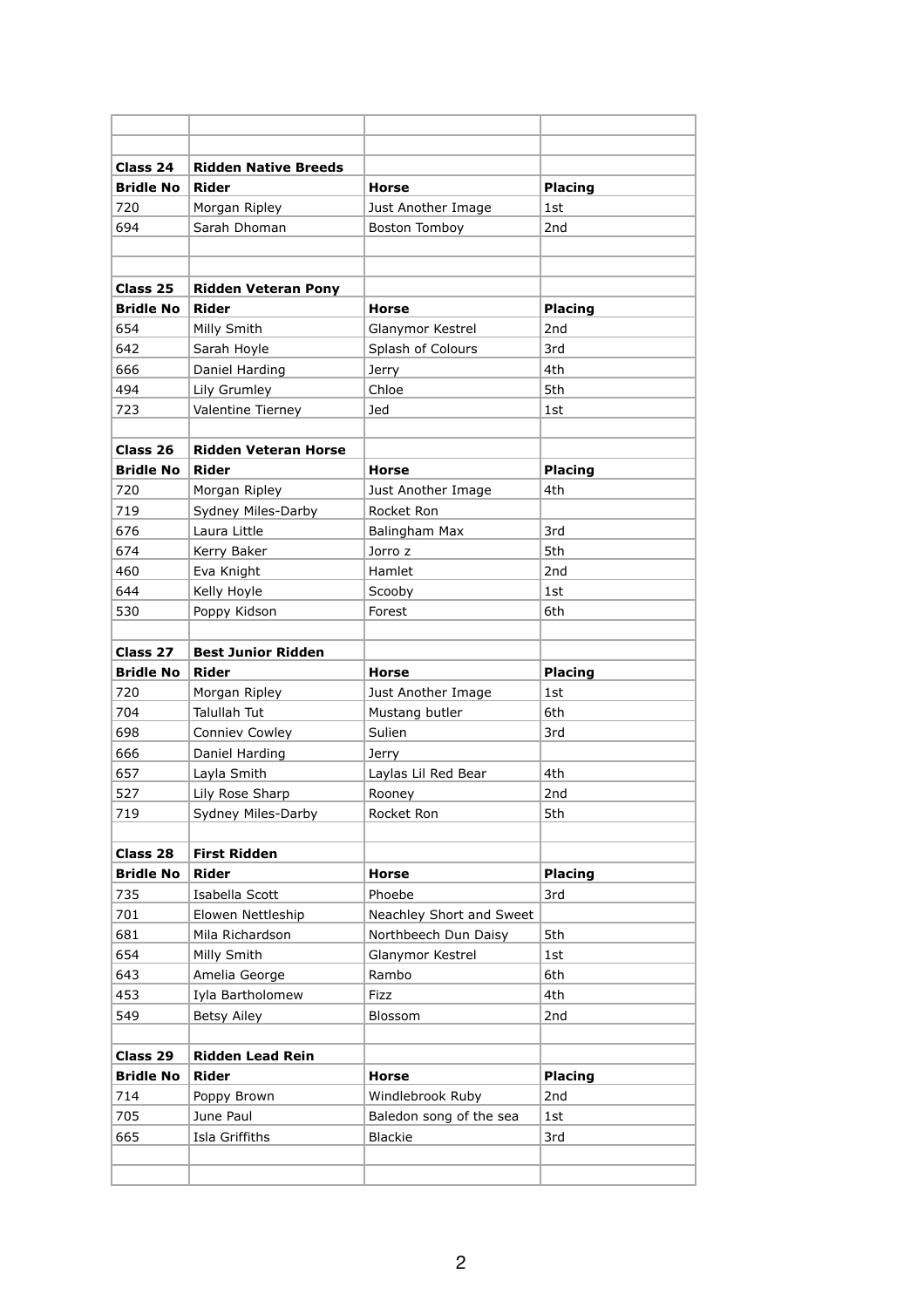| | | | |
|---|---|---|---|
| **Class 24** | **Ridden Native Breeds** | | |
| **Bridle No** | **Rider** | **Horse** | **Placing** |
| 720 | Morgan Ripley | Just Another Image | 1st |
| 694 | Sarah Dhoman | Boston Tomboy | 2nd |
| | | | |
| | | | |
| **Class 25** | **Ridden Veteran Pony** | | |
| **Bridle No** | **Rider** | **Horse** | **Placing** |
| 654 | Milly Smith | Glanymor Kestrel | 2nd |
| 642 | Sarah Hoyle | Splash of Colours | 3rd |
| 666 | Daniel Harding | Jerry | 4th |
| 494 | Lily Grumley | Chloe | 5th |
| 723 | Valentine Tierney | Jed | 1st |
| | | | |
| **Class 26** | **Ridden Veteran Horse** | | |
| **Bridle No** | **Rider** | **Horse** | **Placing** |
| 720 | Morgan Ripley | Just Another Image | 4th |
| 719 | Sydney Miles-Darby | Rocket Ron | |
| 676 | Laura Little | Balingham Max | 3rd |
| 674 | Kerry Baker | Jorro z | 5th |
| 460 | Eva Knight | Hamlet | 2nd |
| 644 | Kelly Hoyle | Scooby | 1st |
| 530 | Poppy Kidson | Forest | 6th |
| | | | |
| **Class 27** | **Best Junior Ridden** | | |
| **Bridle No** | **Rider** | **Horse** | **Placing** |
| 720 | Morgan Ripley | Just Another Image | 1st |
| 704 | Talullah Tut | Mustang butler | 6th |
| 698 | Conniev Cowley | Sulien | 3rd |
| 666 | Daniel Harding | Jerry | |
| 657 | Layla Smith | Laylas Lil Red Bear | 4th |
| 527 | Lily Rose Sharp | Rooney | 2nd |
| 719 | Sydney Miles-Darby | Rocket Ron | 5th |
| | | | |
| **Class 28** | **First Ridden** | | |
| **Bridle No** | **Rider** | **Horse** | **Placing** |
| 735 | Isabella Scott | Phoebe | 3rd |
| 701 | Elowen Nettleship | Neachley Short and Sweet | |
| 681 | Mila Richardson | Northbeech Dun Daisy | 5th |
| 654 | Milly Smith | Glanymor Kestrel | 1st |
| 643 | Amelia George | Rambo | 6th |
| 453 | Iyla Bartholomew | Fizz | 4th |
| 549 | Betsy Ailey | Blossom | 2nd |
| | | | |
| **Class 29** | **Ridden Lead Rein** | | |
| **Bridle No** | **Rider** | **Horse** | **Placing** |
| 714 | Poppy Brown | Windlebrook Ruby | 2nd |
| 705 | June Paul | Baledon song of the sea | 1st |
| 665 | Isla Griffiths | Blackie | 3rd |
| | | | |
| | | | |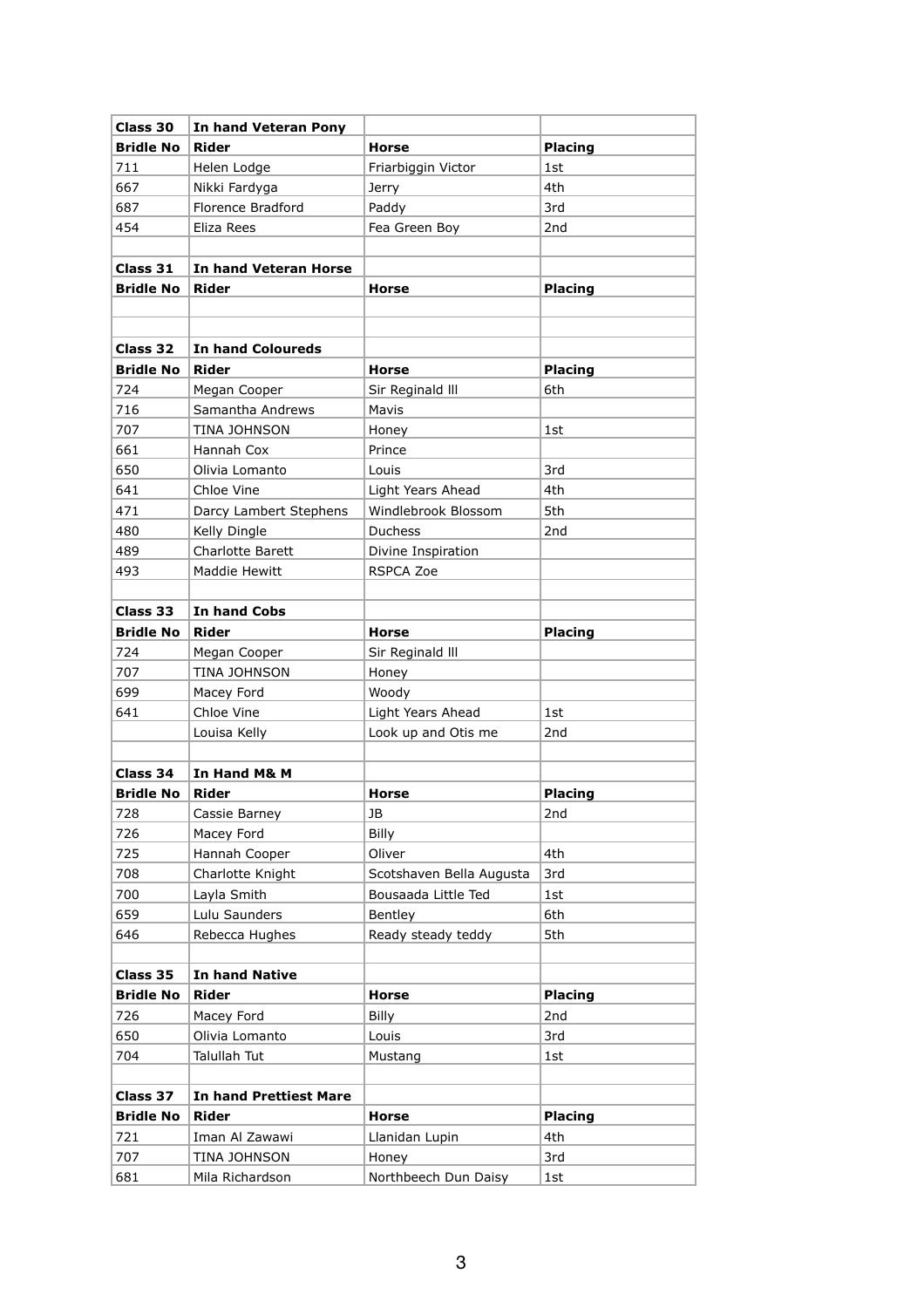| Class 30 | In hand Veteran Pony | | |
|---|---|---|---|
| **Bridle No** | **Rider** | **Horse** | **Placing** |
| 711 | Helen Lodge | Friarbiggin Victor | 1st |
| 667 | Nikki Fardyga | Jerry | 4th |
| 687 | Florence Bradford | Paddy | 3rd |
| 454 | Eliza Rees | Fea Green Boy | 2nd |
| | | | |
| **Class 31** | **In hand Veteran Horse** | | |
| **Bridle No** | **Rider** | **Horse** | **Placing** |
| | | | |
| | | | |
| **Class 32** | **In hand Coloureds** | | |
| **Bridle No** | **Rider** | **Horse** | **Placing** |
| 724 | Megan Cooper | Sir Reginald lll | 6th |
| 716 | Samantha Andrews | Mavis | |
| 707 | TINA JOHNSON | Honey | 1st |
| 661 | Hannah Cox | Prince | |
| 650 | Olivia Lomanto | Louis | 3rd |
| 641 | Chloe Vine | Light Years Ahead | 4th |
| 471 | Darcy Lambert Stephens | Windlebrook Blossom | 5th |
| 480 | Kelly Dingle | Duchess | 2nd |
| 489 | Charlotte Barett | Divine Inspiration | |
| 493 | Maddie Hewitt | RSPCA Zoe | |
| | | | |
| **Class 33** | **In hand Cobs** | | |
| **Bridle No** | **Rider** | **Horse** | **Placing** |
| 724 | Megan Cooper | Sir Reginald lll | |
| 707 | TINA JOHNSON | Honey | |
| 699 | Macey Ford | Woody | |
| 641 | Chloe Vine | Light Years Ahead | 1st |
| | Louisa Kelly | Look up and Otis me | 2nd |
| | | | |
| **Class 34** | **In Hand M& M** | | |
| **Bridle No** | **Rider** | **Horse** | **Placing** |
| 728 | Cassie Barney | JB | 2nd |
| 726 | Macey Ford | Billy | |
| 725 | Hannah Cooper | Oliver | 4th |
| 708 | Charlotte Knight | Scotshaven Bella Augusta | 3rd |
| 700 | Layla Smith | Bousaada Little Ted | 1st |
| 659 | Lulu Saunders | Bentley | 6th |
| 646 | Rebecca Hughes | Ready steady teddy | 5th |
| | | | |
| **Class 35** | **In hand Native** | | |
| **Bridle No** | **Rider** | **Horse** | **Placing** |
| 726 | Macey Ford | Billy | 2nd |
| 650 | Olivia Lomanto | Louis | 3rd |
| 704 | Talullah Tut | Mustang | 1st |
| | | | |
| **Class 37** | **In hand Prettiest Mare** | | |
| **Bridle No** | **Rider** | **Horse** | **Placing** |
| 721 | Iman Al Zawawi | Llanidan Lupin | 4th |
| 707 | TINA JOHNSON | Honey | 3rd |
| 681 | Mila Richardson | Northbeech Dun Daisy | 1st |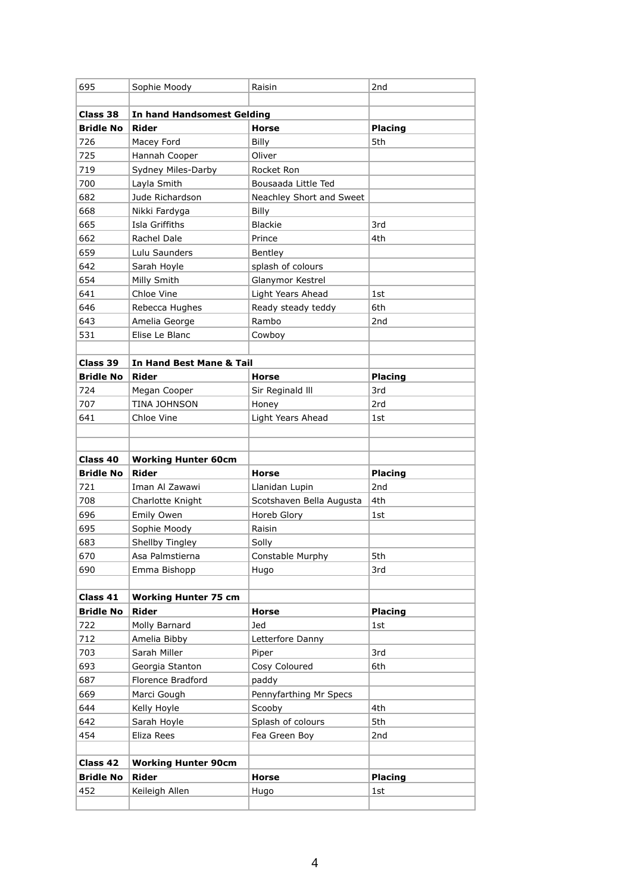| | | | |
|---|---|---|---|
| 695 | Sophie Moody | Raisin | 2nd |
| | | | |
| **Class 38** | **In hand Handsomest Gelding** | | |
| **Bridle No** | **Rider** | **Horse** | **Placing** |
| 726 | Macey Ford | Billy | 5th |
| 725 | Hannah Cooper | Oliver | |
| 719 | Sydney Miles-Darby | Rocket Ron | |
| 700 | Layla Smith | Bousaada Little Ted | |
| 682 | Jude Richardson | Neachley Short and Sweet | |
| 668 | Nikki Fardyga | Billy | |
| 665 | Isla Griffiths | Blackie | 3rd |
| 662 | Rachel Dale | Prince | 4th |
| 659 | Lulu Saunders | Bentley | |
| 642 | Sarah Hoyle | splash of colours | |
| 654 | Milly Smith | Glanymor Kestrel | |
| 641 | Chloe Vine | Light Years Ahead | 1st |
| 646 | Rebecca Hughes | Ready steady teddy | 6th |
| 643 | Amelia George | Rambo | 2nd |
| 531 | Elise Le Blanc | Cowboy | |
| | | | |
| **Class 39** | **In Hand Best Mane & Tail** | | |
| **Bridle No** | **Rider** | **Horse** | **Placing** |
| 724 | Megan Cooper | Sir Reginald lll | 3rd |
| 707 | TINA JOHNSON | Honey | 2rd |
| 641 | Chloe Vine | Light Years Ahead | 1st |
| | | | |
| | | | |
| **Class 40** | **Working Hunter 60cm** | | |
| **Bridle No** | **Rider** | **Horse** | **Placing** |
| 721 | Iman Al Zawawi | Llanidan Lupin | 2nd |
| 708 | Charlotte Knight | Scotshaven Bella Augusta | 4th |
| 696 | Emily Owen | Horeb Glory | 1st |
| 695 | Sophie Moody | Raisin | |
| 683 | Shellby Tingley | Solly | |
| 670 | Asa Palmstierna | Constable Murphy | 5th |
| 690 | Emma Bishopp | Hugo | 3rd |
| | | | |
| **Class 41** | **Working Hunter 75 cm** | | |
| **Bridle No** | **Rider** | **Horse** | **Placing** |
| 722 | Molly Barnard | Jed | 1st |
| 712 | Amelia Bibby | Letterfore Danny | |
| 703 | Sarah Miller | Piper | 3rd |
| 693 | Georgia Stanton | Cosy Coloured | 6th |
| 687 | Florence Bradford | paddy | |
| 669 | Marci Gough | Pennyfarthing Mr Specs | |
| 644 | Kelly Hoyle | Scooby | 4th |
| 642 | Sarah Hoyle | Splash of colours | 5th |
| 454 | Eliza Rees | Fea Green Boy | 2nd |
| | | | |
| **Class 42** | **Working Hunter 90cm** | | |
| **Bridle No** | **Rider** | **Horse** | **Placing** |
| 452 | Keileigh Allen | Hugo | 1st |
| | | | |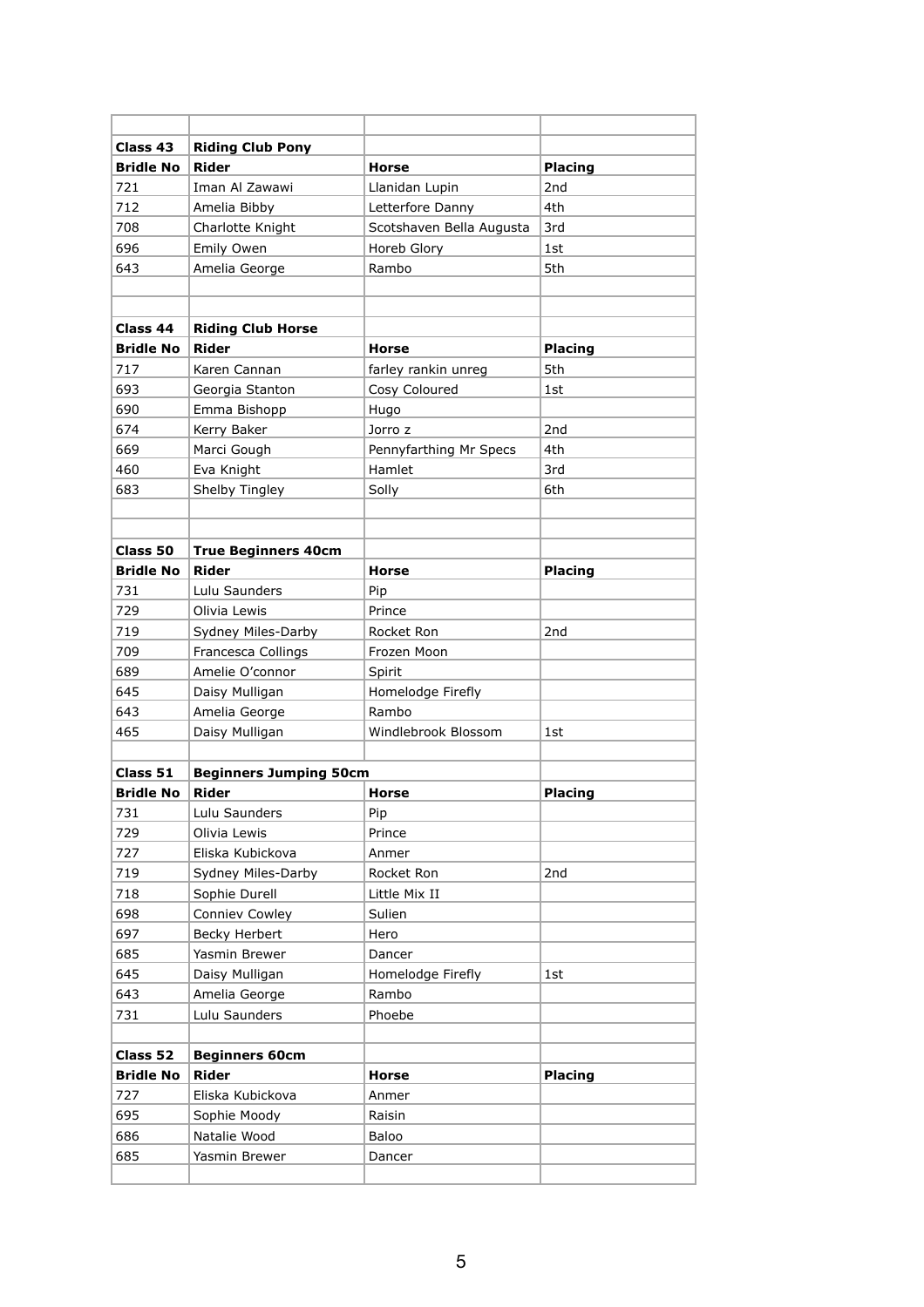| | | | |
|---|---|---|---|
| **Class 43** | **Riding Club Pony** | | |
| **Bridle No** | **Rider** | **Horse** | **Placing** |
| 721 | Iman Al Zawawi | Llanidan Lupin | 2nd |
| 712 | Amelia Bibby | Letterfore Danny | 4th |
| 708 | Charlotte Knight | Scotshaven Bella Augusta | 3rd |
| 696 | Emily Owen | Horeb Glory | 1st |
| 643 | Amelia George | Rambo | 5th |
| | | | |
| | | | |
| **Class 44** | **Riding Club Horse** | | |
| **Bridle No** | **Rider** | **Horse** | **Placing** |
| 717 | Karen Cannan | farley rankin unreg | 5th |
| 693 | Georgia Stanton | Cosy Coloured | 1st |
| 690 | Emma Bishopp | Hugo | |
| 674 | Kerry Baker | Jorro z | 2nd |
| 669 | Marci Gough | Pennyfarthing Mr Specs | 4th |
| 460 | Eva Knight | Hamlet | 3rd |
| 683 | Shelby Tingley | Solly | 6th |
| | | | |
| | | | |
| **Class 50** | **True Beginners 40cm** | | |
| **Bridle No** | **Rider** | **Horse** | **Placing** |
| 731 | Lulu Saunders | Pip | |
| 729 | Olivia Lewis | Prince | |
| 719 | Sydney Miles-Darby | Rocket Ron | 2nd |
| 709 | Francesca Collings | Frozen Moon | |
| 689 | Amelie O'connor | Spirit | |
| 645 | Daisy Mulligan | Homelodge Firefly | |
| 643 | Amelia George | Rambo | |
| 465 | Daisy Mulligan | Windlebrook Blossom | 1st |
| | | | |
| **Class 51** | **Beginners Jumping 50cm** | | |
| **Bridle No** | **Rider** | **Horse** | **Placing** |
| 731 | Lulu Saunders | Pip | |
| 729 | Olivia Lewis | Prince | |
| 727 | Eliska Kubickova | Anmer | |
| 719 | Sydney Miles-Darby | Rocket Ron | 2nd |
| 718 | Sophie Durell | Little Mix II | |
| 698 | Conniev Cowley | Sulien | |
| 697 | Becky Herbert | Hero | |
| 685 | Yasmin Brewer | Dancer | |
| 645 | Daisy Mulligan | Homelodge Firefly | 1st |
| 643 | Amelia George | Rambo | |
| 731 | Lulu Saunders | Phoebe | |
| | | | |
| **Class 52** | **Beginners 60cm** | | |
| **Bridle No** | **Rider** | **Horse** | **Placing** |
| 727 | Eliska Kubickova | Anmer | |
| 695 | Sophie Moody | Raisin | |
| 686 | Natalie Wood | Baloo | |
| 685 | Yasmin Brewer | Dancer | |
| | | | |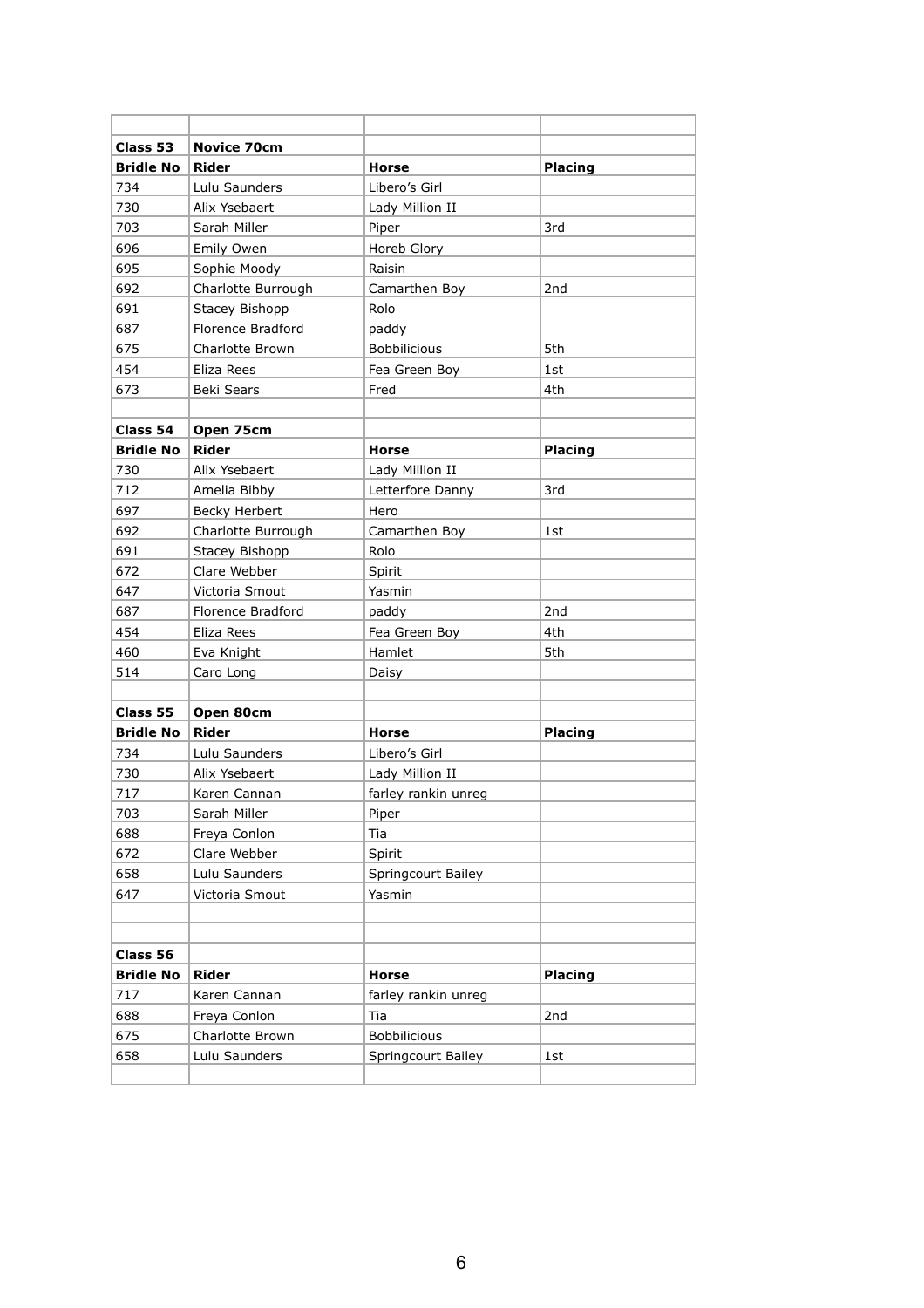| | | | |
|---|---|---|---|
| **Class 53** | **Novice 70cm** | | |
| **Bridle No** | **Rider** | **Horse** | **Placing** |
| 734 | Lulu Saunders | Libero's Girl | |
| 730 | Alix Ysebaert | Lady Million II | |
| 703 | Sarah Miller | Piper | 3rd |
| 696 | Emily Owen | Horeb Glory | |
| 695 | Sophie Moody | Raisin | |
| 692 | Charlotte Burrough | Camarthen Boy | 2nd |
| 691 | Stacey Bishopp | Rolo | |
| 687 | Florence Bradford | paddy | |
| 675 | Charlotte Brown | Bobbilicious | 5th |
| 454 | Eliza Rees | Fea Green Boy | 1st |
| 673 | Beki Sears | Fred | 4th |
| | | | |
| **Class 54** | **Open 75cm** | | |
| **Bridle No** | **Rider** | **Horse** | **Placing** |
| 730 | Alix Ysebaert | Lady Million II | |
| 712 | Amelia Bibby | Letterfore Danny | 3rd |
| 697 | Becky Herbert | Hero | |
| 692 | Charlotte Burrough | Camarthen Boy | 1st |
| 691 | Stacey Bishopp | Rolo | |
| 672 | Clare Webber | Spirit | |
| 647 | Victoria Smout | Yasmin | |
| 687 | Florence Bradford | paddy | 2nd |
| 454 | Eliza Rees | Fea Green Boy | 4th |
| 460 | Eva Knight | Hamlet | 5th |
| 514 | Caro Long | Daisy | |
| | | | |
| **Class 55** | **Open 80cm** | | |
| **Bridle No** | **Rider** | **Horse** | **Placing** |
| 734 | Lulu Saunders | Libero's Girl | |
| 730 | Alix Ysebaert | Lady Million II | |
| 717 | Karen Cannan | farley rankin unreg | |
| 703 | Sarah Miller | Piper | |
| 688 | Freya Conlon | Tia | |
| 672 | Clare Webber | Spirit | |
| 658 | Lulu Saunders | Springcourt Bailey | |
| 647 | Victoria Smout | Yasmin | |
| | | | |
| | | | |
| **Class 56** | | | |
| **Bridle No** | **Rider** | **Horse** | **Placing** |
| 717 | Karen Cannan | farley rankin unreg | |
| 688 | Freya Conlon | Tia | 2nd |
| 675 | Charlotte Brown | Bobbilicious | |
| 658 | Lulu Saunders | Springcourt Bailey | 1st |
| | | | |